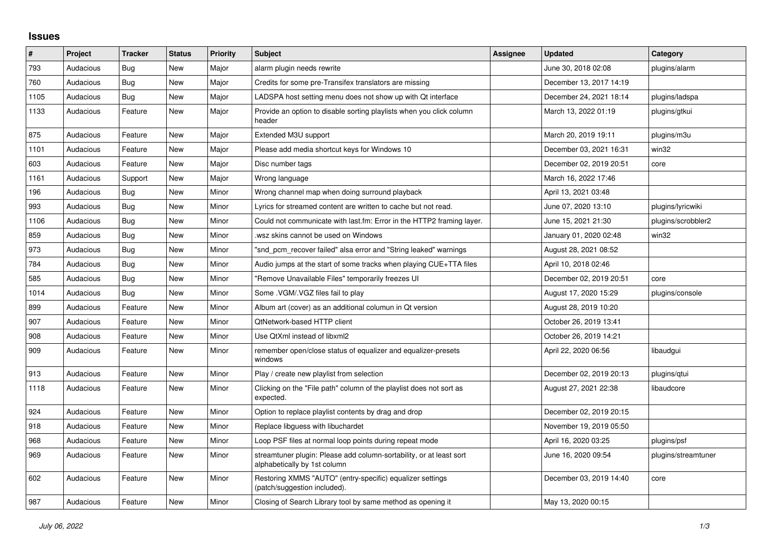# Issues

| # | Project | Tracker | Status | Priority | Subject | Assignee | Updated | Category |
|---|---|---|---|---|---|---|---|---|
| 793 | Audacious | Bug | New | Major | alarm plugin needs rewrite | | June 30, 2018 02:08 | plugins/alarm |
| 760 | Audacious | Bug | New | Major | Credits for some pre-Transifex translators are missing | | December 13, 2017 14:19 | |
| 1105 | Audacious | Bug | New | Major | LADSPA host setting menu does not show up with Qt interface | | December 24, 2021 18:14 | plugins/ladspa |
| 1133 | Audacious | Feature | New | Major | Provide an option to disable sorting playlists when you click column header | | March 13, 2022 01:19 | plugins/gtkui |
| 875 | Audacious | Feature | New | Major | Extended M3U support | | March 20, 2019 19:11 | plugins/m3u |
| 1101 | Audacious | Feature | New | Major | Please add media shortcut keys for Windows 10 | | December 03, 2021 16:31 | win32 |
| 603 | Audacious | Feature | New | Major | Disc number tags | | December 02, 2019 20:51 | core |
| 1161 | Audacious | Support | New | Major | Wrong language | | March 16, 2022 17:46 | |
| 196 | Audacious | Bug | New | Minor | Wrong channel map when doing surround playback | | April 13, 2021 03:48 | |
| 993 | Audacious | Bug | New | Minor | Lyrics for streamed content are written to cache but not read. | | June 07, 2020 13:10 | plugins/lyricwiki |
| 1106 | Audacious | Bug | New | Minor | Could not communicate with last.fm: Error in the HTTP2 framing layer. | | June 15, 2021 21:30 | plugins/scrobbler2 |
| 859 | Audacious | Bug | New | Minor | .wsz skins cannot be used on Windows | | January 01, 2020 02:48 | win32 |
| 973 | Audacious | Bug | New | Minor | "snd_pcm_recover failed" alsa error and "String leaked" warnings | | August 28, 2021 08:52 | |
| 784 | Audacious | Bug | New | Minor | Audio jumps at the start of some tracks when playing CUE+TTA files | | April 10, 2018 02:46 | |
| 585 | Audacious | Bug | New | Minor | "Remove Unavailable Files" temporarily freezes UI | | December 02, 2019 20:51 | core |
| 1014 | Audacious | Bug | New | Minor | Some .VGM/.VGZ files fail to play | | August 17, 2020 15:29 | plugins/console |
| 899 | Audacious | Feature | New | Minor | Album art (cover) as an additional columun in Qt version | | August 28, 2019 10:20 | |
| 907 | Audacious | Feature | New | Minor | QtNetwork-based HTTP client | | October 26, 2019 13:41 | |
| 908 | Audacious | Feature | New | Minor | Use QtXml instead of libxml2 | | October 26, 2019 14:21 | |
| 909 | Audacious | Feature | New | Minor | remember open/close status of equalizer and equalizer-presets windows | | April 22, 2020 06:56 | libaudgui |
| 913 | Audacious | Feature | New | Minor | Play / create new playlist from selection | | December 02, 2019 20:13 | plugins/qtui |
| 1118 | Audacious | Feature | New | Minor | Clicking on the "File path" column of the playlist does not sort as expected. | | August 27, 2021 22:38 | libaudcore |
| 924 | Audacious | Feature | New | Minor | Option to replace playlist contents by drag and drop | | December 02, 2019 20:15 | |
| 918 | Audacious | Feature | New | Minor | Replace libguess with libuchardet | | November 19, 2019 05:50 | |
| 968 | Audacious | Feature | New | Minor | Loop PSF files at normal loop points during repeat mode | | April 16, 2020 03:25 | plugins/psf |
| 969 | Audacious | Feature | New | Minor | streamtuner plugin: Please add column-sortability, or at least sort alphabetically by 1st column | | June 16, 2020 09:54 | plugins/streamtuner |
| 602 | Audacious | Feature | New | Minor | Restoring XMMS "AUTO" (entry-specific) equalizer settings (patch/suggestion included). | | December 03, 2019 14:40 | core |
| 987 | Audacious | Feature | New | Minor | Closing of Search Library tool by same method as opening it | | May 13, 2020 00:15 | |

*July 06, 2022*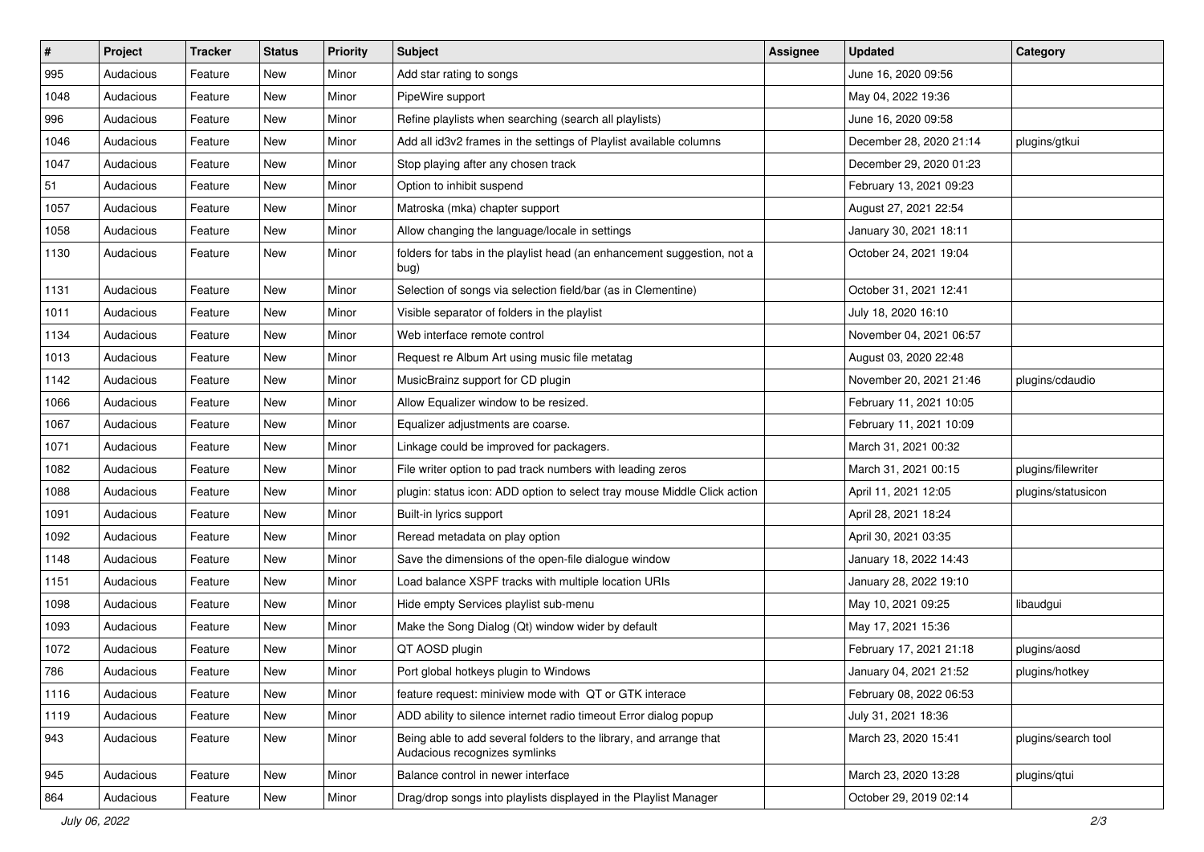| # | Project | Tracker | Status | Priority | Subject | Assignee | Updated | Category |
| --- | --- | --- | --- | --- | --- | --- | --- | --- |
| 995 | Audacious | Feature | New | Minor | Add star rating to songs | | June 16, 2020 09:56 | |
| 1048 | Audacious | Feature | New | Minor | PipeWire support | | May 04, 2022 19:36 | |
| 996 | Audacious | Feature | New | Minor | Refine playlists when searching (search all playlists) | | June 16, 2020 09:58 | |
| 1046 | Audacious | Feature | New | Minor | Add all id3v2 frames in the settings of Playlist available columns | | December 28, 2020 21:14 | plugins/gtkui |
| 1047 | Audacious | Feature | New | Minor | Stop playing after any chosen track | | December 29, 2020 01:23 | |
| 51 | Audacious | Feature | New | Minor | Option to inhibit suspend | | February 13, 2021 09:23 | |
| 1057 | Audacious | Feature | New | Minor | Matroska (mka) chapter support | | August 27, 2021 22:54 | |
| 1058 | Audacious | Feature | New | Minor | Allow changing the language/locale in settings | | January 30, 2021 18:11 | |
| 1130 | Audacious | Feature | New | Minor | folders for tabs in the playlist head (an enhancement suggestion, not a bug) | | October 24, 2021 19:04 | |
| 1131 | Audacious | Feature | New | Minor | Selection of songs via selection field/bar (as in Clementine) | | October 31, 2021 12:41 | |
| 1011 | Audacious | Feature | New | Minor | Visible separator of folders in the playlist | | July 18, 2020 16:10 | |
| 1134 | Audacious | Feature | New | Minor | Web interface remote control | | November 04, 2021 06:57 | |
| 1013 | Audacious | Feature | New | Minor | Request re Album Art using music file metatag | | August 03, 2020 22:48 | |
| 1142 | Audacious | Feature | New | Minor | MusicBrainz support for CD plugin | | November 20, 2021 21:46 | plugins/cdaudio |
| 1066 | Audacious | Feature | New | Minor | Allow Equalizer window to be resized. | | February 11, 2021 10:05 | |
| 1067 | Audacious | Feature | New | Minor | Equalizer adjustments are coarse. | | February 11, 2021 10:09 | |
| 1071 | Audacious | Feature | New | Minor | Linkage could be improved for packagers. | | March 31, 2021 00:32 | |
| 1082 | Audacious | Feature | New | Minor | File writer option to pad track numbers with leading zeros | | March 31, 2021 00:15 | plugins/filewriter |
| 1088 | Audacious | Feature | New | Minor | plugin: status icon: ADD option to select tray mouse Middle Click action | | April 11, 2021 12:05 | plugins/statusicon |
| 1091 | Audacious | Feature | New | Minor | Built-in lyrics support | | April 28, 2021 18:24 | |
| 1092 | Audacious | Feature | New | Minor | Reread metadata on play option | | April 30, 2021 03:35 | |
| 1148 | Audacious | Feature | New | Minor | Save the dimensions of the open-file dialogue window | | January 18, 2022 14:43 | |
| 1151 | Audacious | Feature | New | Minor | Load balance XSPF tracks with multiple location URIs | | January 28, 2022 19:10 | |
| 1098 | Audacious | Feature | New | Minor | Hide empty Services playlist sub-menu | | May 10, 2021 09:25 | libaudgui |
| 1093 | Audacious | Feature | New | Minor | Make the Song Dialog (Qt) window wider by default | | May 17, 2021 15:36 | |
| 1072 | Audacious | Feature | New | Minor | QT AOSD plugin | | February 17, 2021 21:18 | plugins/aosd |
| 786 | Audacious | Feature | New | Minor | Port global hotkeys plugin to Windows | | January 04, 2021 21:52 | plugins/hotkey |
| 1116 | Audacious | Feature | New | Minor | feature request: miniview mode with QT or GTK interace | | February 08, 2022 06:53 | |
| 1119 | Audacious | Feature | New | Minor | ADD ability to silence internet radio timeout Error dialog popup | | July 31, 2021 18:36 | |
| 943 | Audacious | Feature | New | Minor | Being able to add several folders to the library, and arrange that Audacious recognizes symlinks | | March 23, 2020 15:41 | plugins/search tool |
| 945 | Audacious | Feature | New | Minor | Balance control in newer interface | | March 23, 2020 13:28 | plugins/qtui |
| 864 | Audacious | Feature | New | Minor | Drag/drop songs into playlists displayed in the Playlist Manager | | October 29, 2019 02:14 | |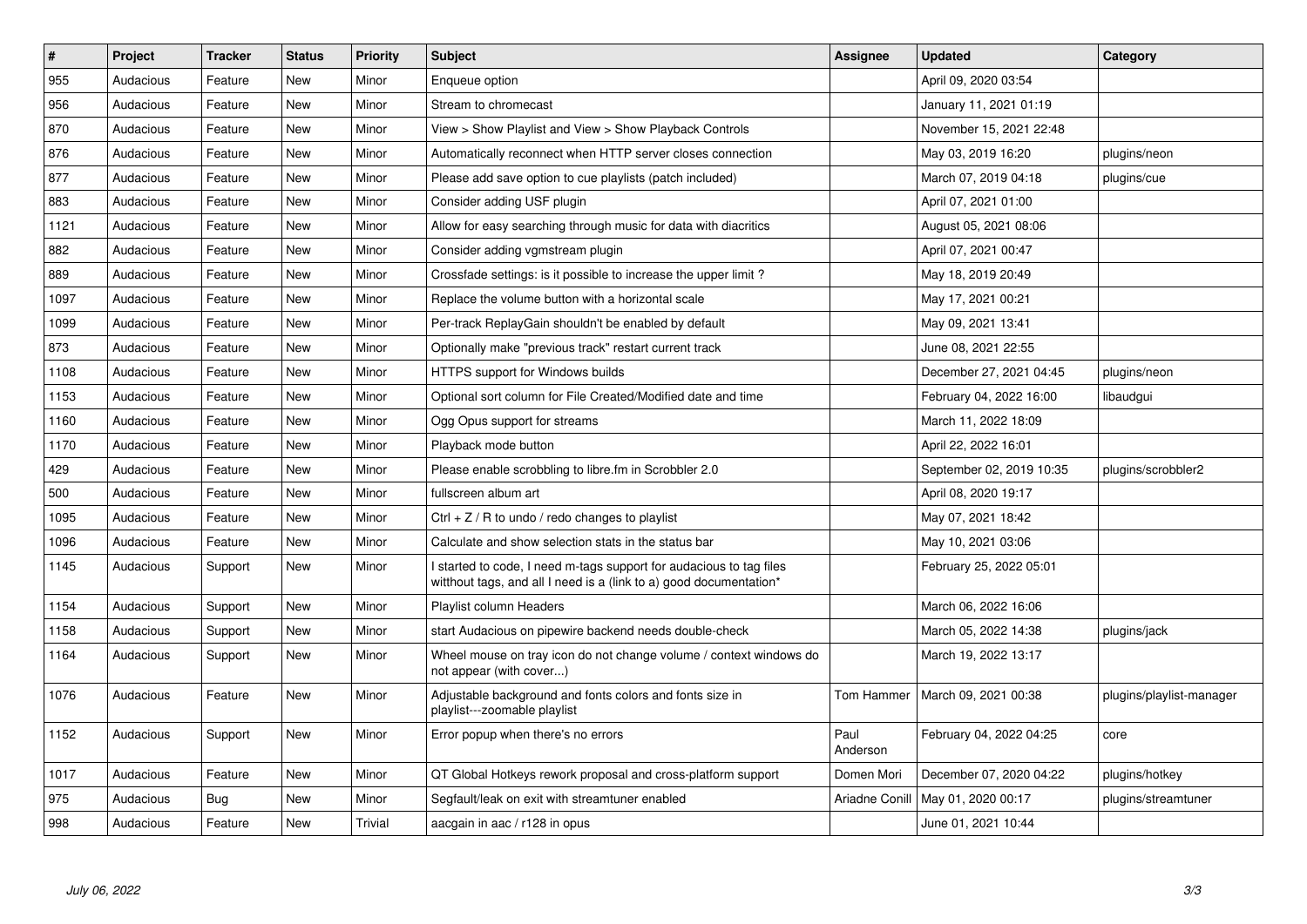| # | Project | Tracker | Status | Priority | Subject | Assignee | Updated | Category |
|---|---|---|---|---|---|---|---|---|
| 955 | Audacious | Feature | New | Minor | Enqueue option | | April 09, 2020 03:54 | |
| 956 | Audacious | Feature | New | Minor | Stream to chromecast | | January 11, 2021 01:19 | |
| 870 | Audacious | Feature | New | Minor | View > Show Playlist and View > Show Playback Controls | | November 15, 2021 22:48 | |
| 876 | Audacious | Feature | New | Minor | Automatically reconnect when HTTP server closes connection | | May 03, 2019 16:20 | plugins/neon |
| 877 | Audacious | Feature | New | Minor | Please add save option to cue playlists (patch included) | | March 07, 2019 04:18 | plugins/cue |
| 883 | Audacious | Feature | New | Minor | Consider adding USF plugin | | April 07, 2021 01:00 | |
| 1121 | Audacious | Feature | New | Minor | Allow for easy searching through music for data with diacritics | | August 05, 2021 08:06 | |
| 882 | Audacious | Feature | New | Minor | Consider adding vgmstream plugin | | April 07, 2021 00:47 | |
| 889 | Audacious | Feature | New | Minor | Crossfade settings: is it possible to increase the upper limit ? | | May 18, 2019 20:49 | |
| 1097 | Audacious | Feature | New | Minor | Replace the volume button with a horizontal scale | | May 17, 2021 00:21 | |
| 1099 | Audacious | Feature | New | Minor | Per-track ReplayGain shouldn't be enabled by default | | May 09, 2021 13:41 | |
| 873 | Audacious | Feature | New | Minor | Optionally make "previous track" restart current track | | June 08, 2021 22:55 | |
| 1108 | Audacious | Feature | New | Minor | HTTPS support for Windows builds | | December 27, 2021 04:45 | plugins/neon |
| 1153 | Audacious | Feature | New | Minor | Optional sort column for File Created/Modified date and time | | February 04, 2022 16:00 | libaudgui |
| 1160 | Audacious | Feature | New | Minor | Ogg Opus support for streams | | March 11, 2022 18:09 | |
| 1170 | Audacious | Feature | New | Minor | Playback mode button | | April 22, 2022 16:01 | |
| 429 | Audacious | Feature | New | Minor | Please enable scrobbling to libre.fm in Scrobbler 2.0 | | September 02, 2019 10:35 | plugins/scrobbler2 |
| 500 | Audacious | Feature | New | Minor | fullscreen album art | | April 08, 2020 19:17 | |
| 1095 | Audacious | Feature | New | Minor | Ctrl + Z / R to undo / redo changes to playlist | | May 07, 2021 18:42 | |
| 1096 | Audacious | Feature | New | Minor | Calculate and show selection stats in the status bar | | May 10, 2021 03:06 | |
| 1145 | Audacious | Support | New | Minor | I started to code, I need m-tags support for audacious to tag files witthout tags, and all I need is a (link to a) good documentation* | | February 25, 2022 05:01 | |
| 1154 | Audacious | Support | New | Minor | Playlist column Headers | | March 06, 2022 16:06 | |
| 1158 | Audacious | Support | New | Minor | start Audacious on pipewire backend needs double-check | | March 05, 2022 14:38 | plugins/jack |
| 1164 | Audacious | Support | New | Minor | Wheel mouse on tray icon do not change volume / context windows do not appear (with cover...) | | March 19, 2022 13:17 | |
| 1076 | Audacious | Feature | New | Minor | Adjustable background and fonts colors and fonts size in playlist---zoomable playlist | Tom Hammer | March 09, 2021 00:38 | plugins/playlist-manager |
| 1152 | Audacious | Support | New | Minor | Error popup when there's no errors | Paul Anderson | February 04, 2022 04:25 | core |
| 1017 | Audacious | Feature | New | Minor | QT Global Hotkeys rework proposal and cross-platform support | Domen Mori | December 07, 2020 04:22 | plugins/hotkey |
| 975 | Audacious | Bug | New | Minor | Segfault/leak on exit with streamtuner enabled | Ariadne Conill | May 01, 2020 00:17 | plugins/streamtuner |
| 998 | Audacious | Feature | New | Trivial | aacgain in aac / r128 in opus | | June 01, 2021 10:44 | |

*July 06, 2022*